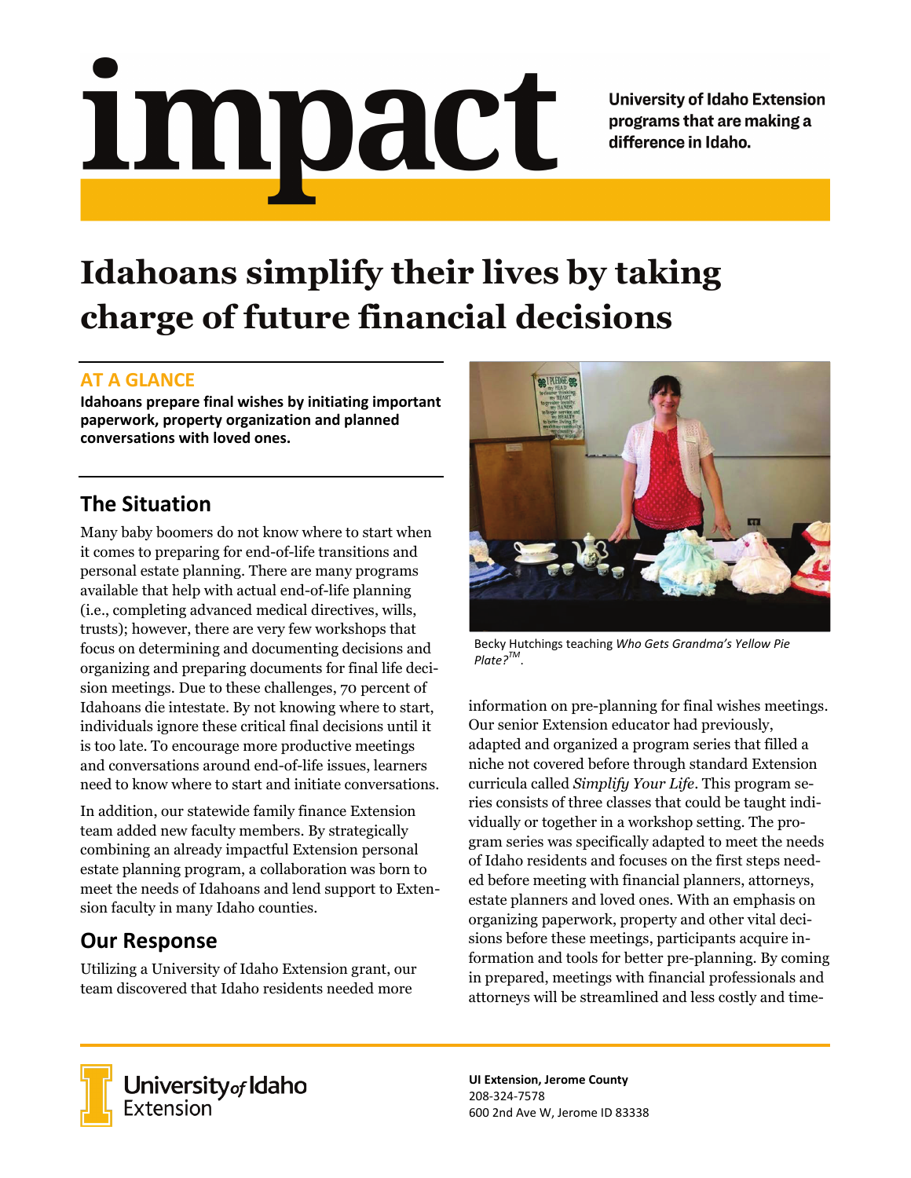# impact

**University of Idaho Extension programs that are making a difference in Idaho.**

# Idahoans simplify their lives by taking charge of future financial decisions

## AT A GLANCE

**Idahoans prepare final wishes by initiating important paperwork, property organization and planned conversations with loved ones.**

## The Situation

Many baby boomers do not know where to start when it comes to preparing for end-of-life transitions and personal estate planning. There are many programs available that help with actual end-of-life planning (i.e., completing advanced medical directives, wills, trusts); however, there are very few workshops that focus on determining and documenting decisions and organizing and preparing documents for final life decision meetings. Due to these challenges, 70 percent of Idahoans die intestate. By not knowing where to start, individuals ignore these critical final decisions until it is too late. To encourage more productive meetings and conversations around end-of-life issues, learners need to know where to start and initiate conversations.

In addition, our statewide family finance Extension team added new faculty members. By strategically combining an already impactful Extension personal estate planning program, a collaboration was born to meet the needs of Idahoans and lend support to Extension faculty in many Idaho counties.

## Our Response

Utilizing a University of Idaho Extension grant, our team discovered that Idaho residents needed more information on pre-planning for final wishes meetings. Our senior Extension educator had previously, adapted and organized a program series that filled a niche not covered before through standard Extension curricula called *Simplify Your Life*. This program series consists of three classes that could be taught individually or together in a workshop setting. The program series was specifically adapted to meet the needs of Idaho residents and focuses on the first steps needed before meeting with financial planners, attorneys, estate planners and loved ones. With an emphasis on organizing paperwork, property and other vital decisions before these meetings, participants acquire information and tools for better pre-planning. By coming in prepared, meetings with financial professionals and attorneys will be streamlined and less costly and time-

Becky Hutchings teaching *Who Gets Grandma's Yellow Pie Plate?*™.

University of Idaho Extension

**UI Extension, Jerome County**
208-324-7578
600 2nd Ave W, Jerome ID 83338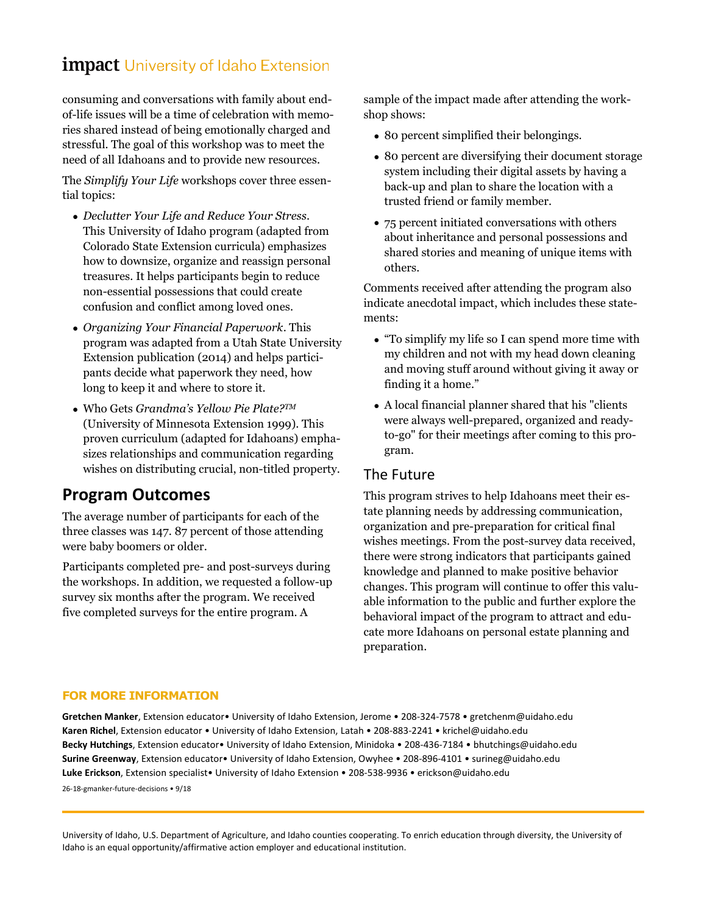consuming and conversations with family about end-of-life issues will be a time of celebration with memories shared instead of being emotionally charged and stressful. The goal of this workshop was to meet the need of all Idahoans and to provide new resources.

The *Simplify Your Life* workshops cover three essential topics:

- *Declutter Your Life and Reduce Your Stress*. This University of Idaho program (adapted from Colorado State Extension curricula) emphasizes how to downsize, organize and reassign personal treasures. It helps participants begin to reduce non-essential possessions that could create confusion and conflict among loved ones.
- *Organizing Your Financial Paperwork*. This program was adapted from a Utah State University Extension publication (2014) and helps participants decide what paperwork they need, how long to keep it and where to store it.
- Who Gets *Grandma's Yellow Pie Plate?*™ (University of Minnesota Extension 1999). This proven curriculum (adapted for Idahoans) emphasizes relationships and communication regarding wishes on distributing crucial, non-titled property.

## Program Outcomes

The average number of participants for each of the three classes was 147. 87 percent of those attending were baby boomers or older.

Participants completed pre- and post-surveys during the workshops. In addition, we requested a follow-up survey six months after the program. We received five completed surveys for the entire program. A sample of the impact made after attending the workshop shows:

- 80 percent simplified their belongings.
- 80 percent are diversifying their document storage system including their digital assets by having a back-up and plan to share the location with a trusted friend or family member.
- 75 percent initiated conversations with others about inheritance and personal possessions and shared stories and meaning of unique items with others.

Comments received after attending the program also indicate anecdotal impact, which includes these statements:

- "To simplify my life so I can spend more time with my children and not with my head down cleaning and moving stuff around without giving it away or finding it a home."
- A local financial planner shared that his "clients were always well-prepared, organized and ready-to-go" for their meetings after coming to this program.

### The Future

This program strives to help Idahoans meet their estate planning needs by addressing communication, organization and pre-preparation for critical final wishes meetings. From the post-survey data received, there were strong indicators that participants gained knowledge and planned to make positive behavior changes. This program will continue to offer this valuable information to the public and further explore the behavioral impact of the program to attract and educate more Idahoans on personal estate planning and preparation.

### FOR MORE INFORMATION

**Gretchen Manker**, Extension educator• University of Idaho Extension, Jerome • 208-324-7578 • gretchenm@uidaho.edu
**Karen Richel**, Extension educator • University of Idaho Extension, Latah • 208-883-2241 • krichel@uidaho.edu
**Becky Hutchings**, Extension educator• University of Idaho Extension, Minidoka • 208-436-7184 • bhutchings@uidaho.edu
**Surine Greenway**, Extension educator• University of Idaho Extension, Owyhee • 208-896-4101 • surineg@uidaho.edu
**Luke Erickson**, Extension specialist• University of Idaho Extension • 208-538-9936 • erickson@uidaho.edu

26-18-gmanker-future-decisions • 9/18

University of Idaho, U.S. Department of Agriculture, and Idaho counties cooperating. To enrich education through diversity, the University of Idaho is an equal opportunity/affirmative action employer and educational institution.